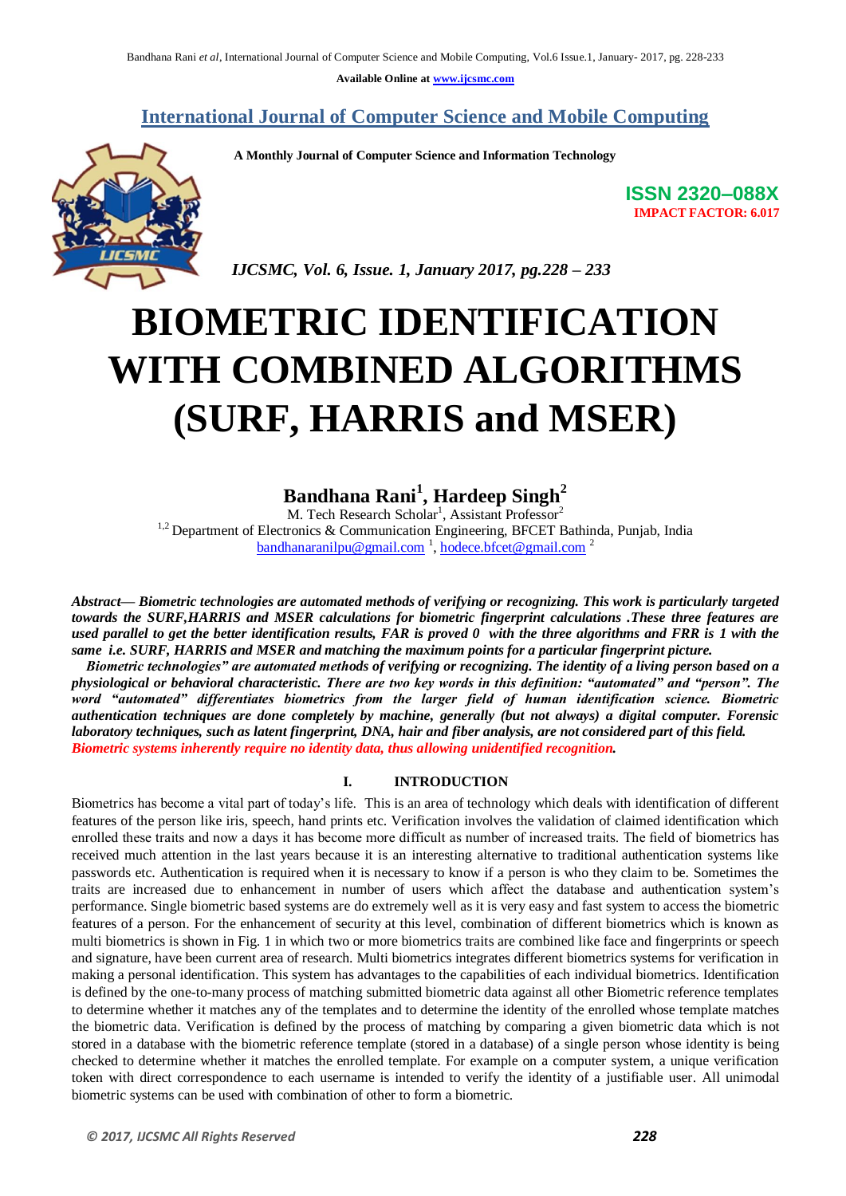**Available Online at www.ijcsmc.com**

# International Journal of Computer Science and Mobile Computing

**A Monthly Journal of Computer Science and Information Technology**

**ISSN 2320–088X**
**IMPACT FACTOR: 6.017**

*IJCSMC, Vol. 6, Issue. 1, January 2017, pg.228 – 233*

# BIOMETRIC IDENTIFICATION WITH COMBINED ALGORITHMS (SURF, HARRIS and MSER)

**Bandhana Rani[1], Hardeep Singh[2]**

M. Tech Research Scholar[1], Assistant Professor[2]
[1,2] Department of Electronics & Communication Engineering, BFCET Bathinda, Punjab, India
bandhanaranilpu@gmail.com [1], hodece.bfcet@gmail.com [2]

***Abstract— Biometric technologies are automated methods of verifying or recognizing. This work is particularly targeted towards the SURF,HARRIS and MSER calculations for biometric fingerprint calculations .These three features are used parallel to get the better identification results, FAR is proved 0 with the three algorithms and FRR is 1 with the same i.e. SURF, HARRIS and MSER and matching the maximum points for a particular fingerprint picture.***

***Biometric technologies" are automated methods of verifying or recognizing. The identity of a living person based on a physiological or behavioral characteristic. There are two key words in this definition: "automated" and "person". The word "automated" differentiates biometrics from the larger field of human identification science. Biometric authentication techniques are done completely by machine, generally (but not always) a digital computer. Forensic laboratory techniques, such as latent fingerprint, DNA, hair and fiber analysis, are not considered part of this field. Biometric systems inherently require no identity data, thus allowing unidentified recognition.***

## I. INTRODUCTION

Biometrics has become a vital part of today's life. This is an area of technology which deals with identification of different features of the person like iris, speech, hand prints etc. Verification involves the validation of claimed identification which enrolled these traits and now a days it has become more difficult as number of increased traits. The field of biometrics has received much attention in the last years because it is an interesting alternative to traditional authentication systems like passwords etc. Authentication is required when it is necessary to know if a person is who they claim to be. Sometimes the traits are increased due to enhancement in number of users which affect the database and authentication system's performance. Single biometric based systems are do extremely well as it is very easy and fast system to access the biometric features of a person. For the enhancement of security at this level, combination of different biometrics which is known as multi biometrics is shown in Fig. 1 in which two or more biometrics traits are combined like face and fingerprints or speech and signature, have been current area of research. Multi biometrics integrates different biometrics systems for verification in making a personal identification. This system has advantages to the capabilities of each individual biometrics. Identification is defined by the one-to-many process of matching submitted biometric data against all other Biometric reference templates to determine whether it matches any of the templates and to determine the identity of the enrolled whose template matches the biometric data. Verification is defined by the process of matching by comparing a given biometric data which is not stored in a database with the biometric reference template (stored in a database) of a single person whose identity is being checked to determine whether it matches the enrolled template. For example on a computer system, a unique verification token with direct correspondence to each username is intended to verify the identity of a justifiable user. All unimodal biometric systems can be used with combination of other to form a biometric.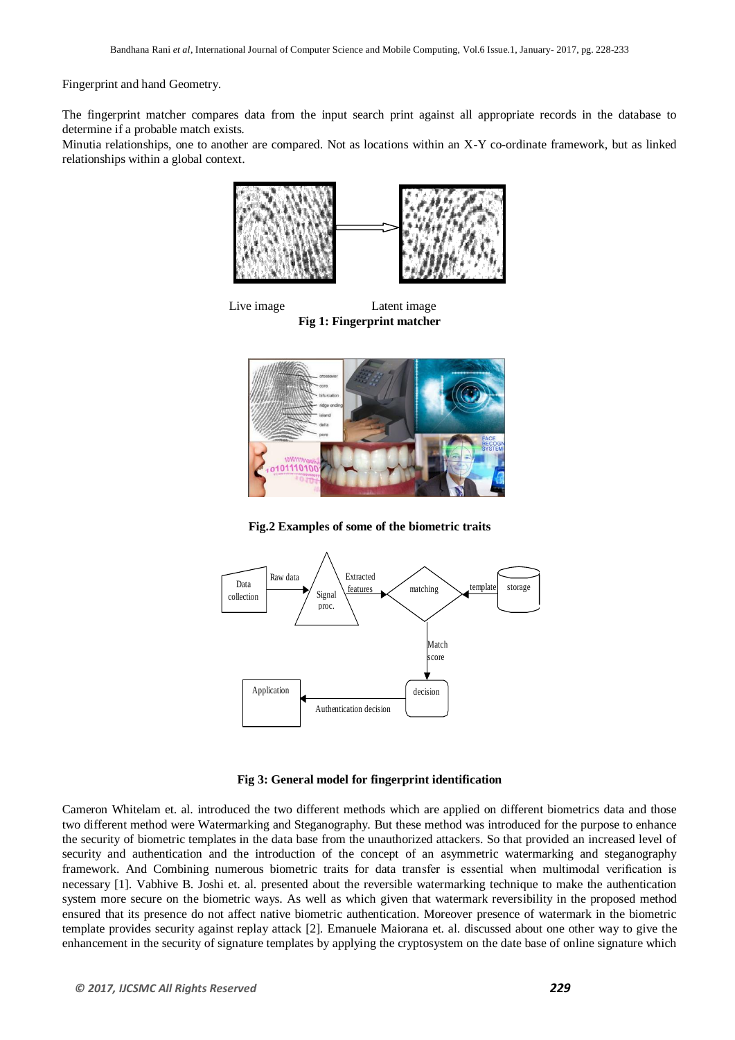Fingerprint and hand Geometry.

The fingerprint matcher compares data from the input search print against all appropriate records in the database to determine if a probable match exists.

Minutia relationships, one to another are compared. Not as locations within an X-Y co-ordinate framework, but as linked relationships within a global context.

Live image Latent image

**Fig 1: Fingerprint matcher**

**Fig.2 Examples of some of the biometric traits**

**Fig 3: General model for fingerprint identification**

Cameron Whitelam et. al. introduced the two different methods which are applied on different biometrics data and those two different method were Watermarking and Steganography. But these method was introduced for the purpose to enhance the security of biometric templates in the data base from the unauthorized attackers. So that provided an increased level of security and authentication and the introduction of the concept of an asymmetric watermarking and steganography framework. And Combining numerous biometric traits for data transfer is essential when multimodal verification is necessary [1]. Vabhive B. Joshi et. al. presented about the reversible watermarking technique to make the authentication system more secure on the biometric ways. As well as which given that watermark reversibility in the proposed method ensured that its presence do not affect native biometric authentication. Moreover presence of watermark in the biometric template provides security against replay attack [2]. Emanuele Maiorana et. al. discussed about one other way to give the enhancement in the security of signature templates by applying the cryptosystem on the date base of online signature which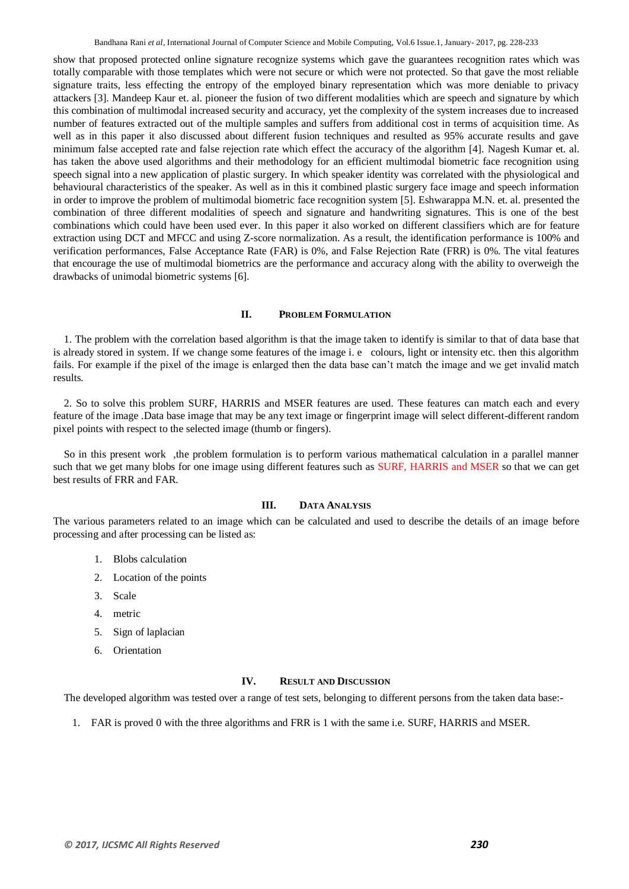show that proposed protected online signature recognize systems which gave the guarantees recognition rates which was totally comparable with those templates which were not secure or which were not protected. So that gave the most reliable signature traits, less effecting the entropy of the employed binary representation which was more deniable to privacy attackers [3]. Mandeep Kaur et. al. pioneer the fusion of two different modalities which are speech and signature by which this combination of multimodal increased security and accuracy, yet the complexity of the system increases due to increased number of features extracted out of the multiple samples and suffers from additional cost in terms of acquisition time. As well as in this paper it also discussed about different fusion techniques and resulted as 95% accurate results and gave minimum false accepted rate and false rejection rate which effect the accuracy of the algorithm [4]. Nagesh Kumar et. al. has taken the above used algorithms and their methodology for an efficient multimodal biometric face recognition using speech signal into a new application of plastic surgery. In which speaker identity was correlated with the physiological and behavioural characteristics of the speaker. As well as in this it combined plastic surgery face image and speech information in order to improve the problem of multimodal biometric face recognition system [5]. Eshwarappa M.N. et. al. presented the combination of three different modalities of speech and signature and handwriting signatures. This is one of the best combinations which could have been used ever. In this paper it also worked on different classifiers which are for feature extraction using DCT and MFCC and using Z-score normalization. As a result, the identification performance is 100% and verification performances, False Acceptance Rate (FAR) is 0%, and False Rejection Rate (FRR) is 0%. The vital features that encourage the use of multimodal biometrics are the performance and accuracy along with the ability to overweigh the drawbacks of unimodal biometric systems [6].

## II. PROBLEM FORMULATION

1. The problem with the correlation based algorithm is that the image taken to identify is similar to that of data base that is already stored in system. If we change some features of the image i. e colours, light or intensity etc. then this algorithm fails. For example if the pixel of the image is enlarged then the data base can't match the image and we get invalid match results.

2. So to solve this problem SURF, HARRIS and MSER features are used. These features can match each and every feature of the image .Data base image that may be any text image or fingerprint image will select different-different random pixel points with respect to the selected image (thumb or fingers).

So in this present work ,the problem formulation is to perform various mathematical calculation in a parallel manner such that we get many blobs for one image using different features such as SURF, HARRIS and MSER so that we can get best results of FRR and FAR.

## III. DATA ANALYSIS

The various parameters related to an image which can be calculated and used to describe the details of an image before processing and after processing can be listed as:

1. Blobs calculation
2. Location of the points
3. Scale
4. metric
5. Sign of laplacian
6. Orientation

## IV. RESULT AND DISCUSSION

The developed algorithm was tested over a range of test sets, belonging to different persons from the taken data base:-

1. FAR is proved 0 with the three algorithms and FRR is 1 with the same i.e. SURF, HARRIS and MSER.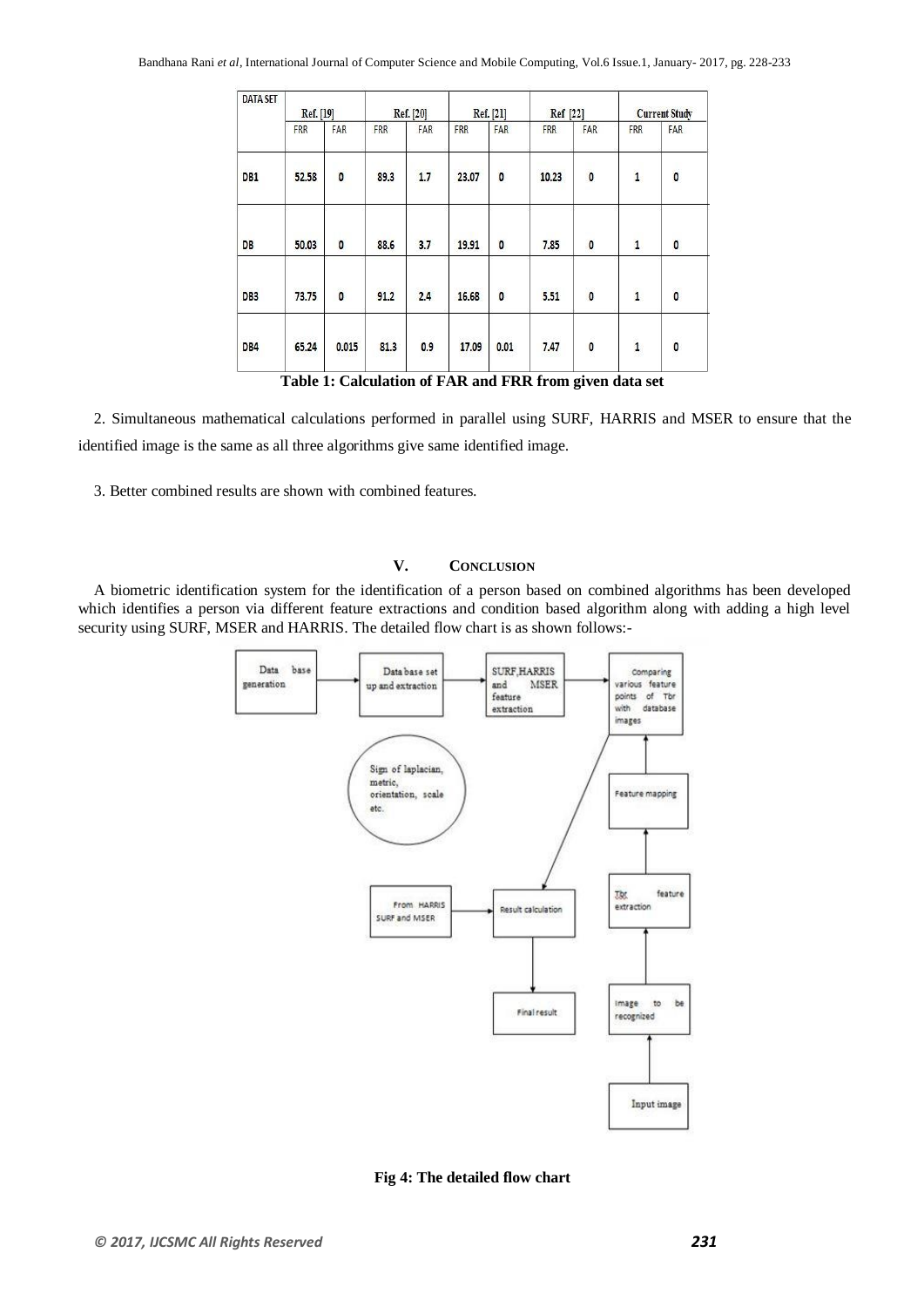| DATA SET | Ref. [19] | | Ref. [20] | | Ref. [21] | | Ref [22] | | Current Study | |
|---|---|---|---|---|---|---|---|---|---|---|
| | FRR | FAR | FRR | FAR | FRR | FAR | FRR | FAR | FRR | FAR |
| DB1 | 52.58 | 0 | 89.3 | 1.7 | 23.07 | 0 | 10.23 | 0 | 1 | 0 |
| DB | 50.03 | 0 | 88.6 | 3.7 | 19.91 | 0 | 7.85 | 0 | 1 | 0 |
| DB3 | 73.75 | 0 | 91.2 | 2.4 | 16.68 | 0 | 5.51 | 0 | 1 | 0 |
| DB4 | 65.24 | 0.015 | 81.3 | 0.9 | 17.09 | 0.01 | 7.47 | 0 | 1 | 0 |

**Table 1: Calculation of FAR and FRR from given data set**

2. Simultaneous mathematical calculations performed in parallel using SURF, HARRIS and MSER to ensure that the identified image is the same as all three algorithms give same identified image.

3. Better combined results are shown with combined features.

## V. CONCLUSION

A biometric identification system for the identification of a person based on combined algorithms has been developed which identifies a person via different feature extractions and condition based algorithm along with adding a high level security using SURF, MSER and HARRIS. The detailed flow chart is as shown follows:-

**Fig 4: The detailed flow chart**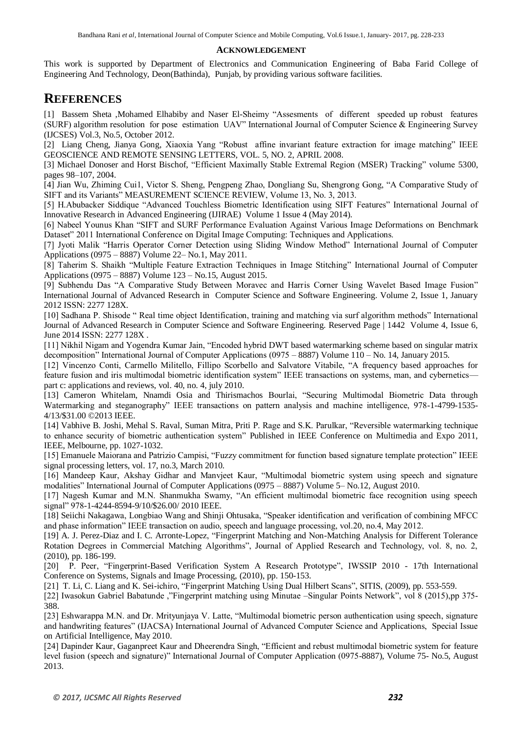### ACKNOWLEDGEMENT

This work is supported by Department of Electronics and Communication Engineering of Baba Farid College of Engineering And Technology, Deon(Bathinda), Punjab, by providing various software facilities.

# REFERENCES

[1] Bassem Sheta ,Mohamed Elhabiby and Naser El-Sheimy "Assesments of different speeded up robust features (SURF) algorithm resolution for pose estimation UAV" International Journal of Computer Science & Engineering Survey (IJCSES) Vol.3, No.5, October 2012.

[2] Liang Cheng, Jianya Gong, Xiaoxia Yang "Robust affine invariant feature extraction for image matching" IEEE GEOSCIENCE AND REMOTE SENSING LETTERS, VOL. 5, NO. 2, APRIL 2008.

[3] Michael Donoser and Horst Bischof, "Efficient Maximally Stable Extremal Region (MSER) Tracking" volume 5300, pages 98–107, 2004.

[4] Jian Wu, Zhiming Cui1, Victor S. Sheng, Pengpeng Zhao, Dongliang Su, Shengrong Gong, "A Comparative Study of SIFT and its Variants" MEASUREMENT SCIENCE REVIEW, Volume 13, No. 3, 2013.

[5] H.Abubacker Siddique "Advanced Touchless Biometric Identification using SIFT Features" International Journal of Innovative Research in Advanced Engineering (IJIRAE) Volume 1 Issue 4 (May 2014).

[6] Nabeel Younus Khan "SIFT and SURF Performance Evaluation Against Various Image Deformations on Benchmark Dataset" 2011 International Conference on Digital Image Computing: Techniques and Applications.

[7] Jyoti Malik "Harris Operator Corner Detection using Sliding Window Method" International Journal of Computer Applications (0975 – 8887) Volume 22– No.1, May 2011.

[8] Taherim S. Shaikh "Multiple Feature Extraction Techniques in Image Stitching" International Journal of Computer Applications (0975 – 8887) Volume 123 – No.15, August 2015.

[9] Subhendu Das "A Comparative Study Between Moravec and Harris Corner Using Wavelet Based Image Fusion" International Journal of Advanced Research in Computer Science and Software Engineering. Volume 2, Issue 1, January 2012 ISSN: 2277 128X.

[10] Sadhana P. Shisode " Real time object Identification, training and matching via surf algorithm methods" International Journal of Advanced Research in Computer Science and Software Engineering. Reserved Page | 1442 Volume 4, Issue 6, June 2014 ISSN: 2277 128X .

[11] Nikhil Nigam and Yogendra Kumar Jain, "Encoded hybrid DWT based watermarking scheme based on singular matrix decomposition" International Journal of Computer Applications (0975 – 8887) Volume 110 – No. 14, January 2015.

[12] Vincenzo Conti, Carmello Militello, Fillipo Scorbello and Salvatore Vitabile, "A frequency based approaches for feature fusion and iris multimodal biometric identification system" IEEE transactions on systems, man, and cybernetics—part c: applications and reviews, vol. 40, no. 4, july 2010.

[13] Cameron Whitelam, Nnamdi Osia and Thirismachos Bourlai, "Securing Multimodal Biometric Data through Watermarking and steganography" IEEE transactions on pattern analysis and machine intelligence, 978-1-4799-1535-4/13/$31.00 ©2013 IEEE.

[14] Vabhive B. Joshi, Mehal S. Raval, Suman Mitra, Priti P. Rage and S.K. Parulkar, "Reversible watermarking technique to enhance security of biometric authentication system" Published in IEEE Conference on Multimedia and Expo 2011, IEEE, Melbourne, pp. 1027-1032.

[15] Emanuele Maiorana and Patrizio Campisi, "Fuzzy commitment for function based signature template protection" IEEE signal processing letters, vol. 17, no.3, March 2010.

[16] Mandeep Kaur, Akshay Gidhar and Manvjeet Kaur, "Multimodal biometric system using speech and signature modalities" International Journal of Computer Applications (0975 – 8887) Volume 5– No.12, August 2010.

[17] Nagesh Kumar and M.N. Shanmukha Swamy, "An efficient multimodal biometric face recognition using speech signal" 978-1-4244-8594-9/10/$26.00/ 2010 IEEE.

[18] Seiichi Nakagawa, Longbiao Wang and Shinji Ohtusaka, "Speaker identification and verification of combining MFCC and phase information" IEEE transaction on audio, speech and language processing, vol.20, no.4, May 2012.

[19] A. J. Perez-Diaz and I. C. Arronte-Lopez, "Fingerprint Matching and Non-Matching Analysis for Different Tolerance Rotation Degrees in Commercial Matching Algorithms", Journal of Applied Research and Technology, vol. 8, no. 2, (2010), pp. 186-199.

[20] P. Peer, "Fingerprint-Based Verification System A Research Prototype", IWSSIP 2010 - 17th International Conference on Systems, Signals and Image Processing, (2010), pp. 150-153.

[21] T. Li, C. Liang and K. Sei-ichiro, "Fingerprint Matching Using Dual Hilbert Scans", SITIS, (2009), pp. 553-559.

[22] Iwasokun Gabriel Babatunde ,"Fingerprint matching using Minutae –Singular Points Network", vol 8 (2015),pp 375-388.

[23] Eshwarappa M.N. and Dr. Mrityunjaya V. Latte, "Multimodal biometric person authentication using speech, signature and handwriting features" (IJACSA) International Journal of Advanced Computer Science and Applications, Special Issue on Artificial Intelligence, May 2010.

[24] Dapinder Kaur, Gaganpreet Kaur and Dheerendra Singh, "Efficient and rebust multimodal biometric system for feature level fusion (speech and signature)" International Journal of Computer Application (0975-8887), Volume 75- No.5, August 2013.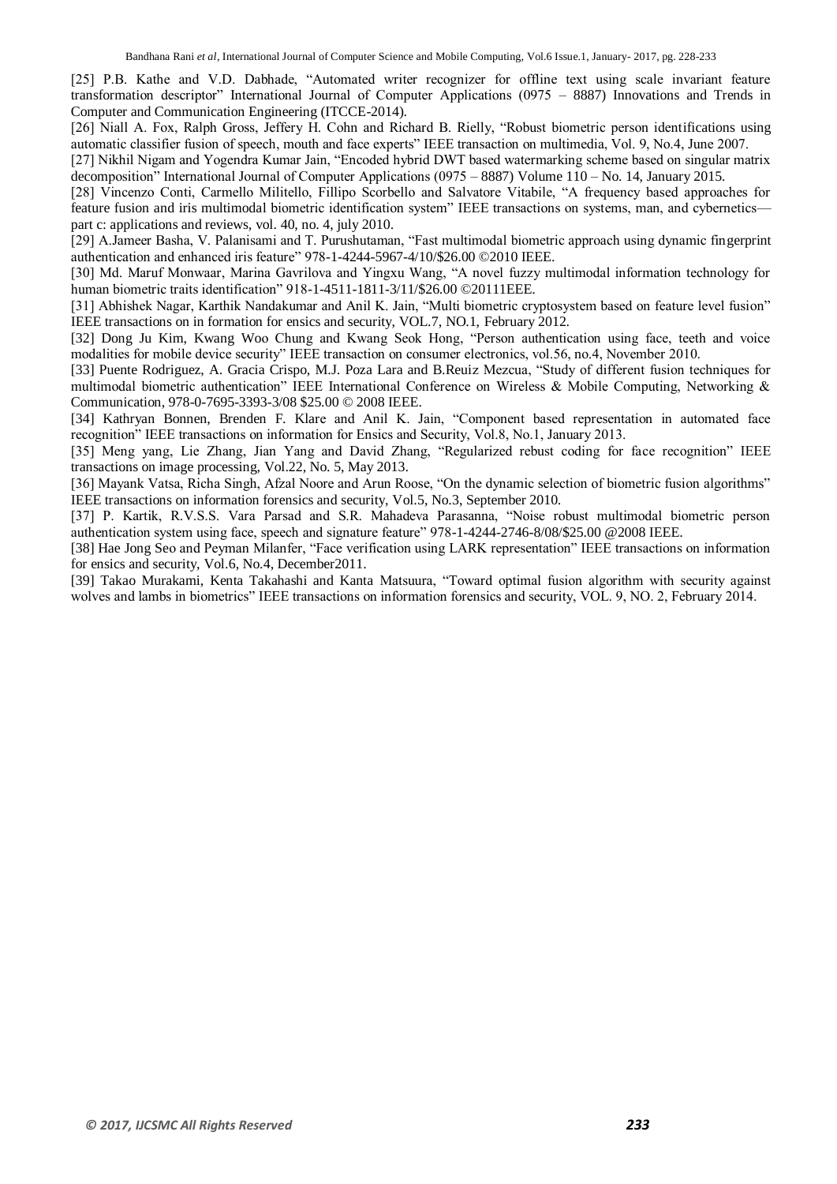[25] P.B. Kathe and V.D. Dabhade, "Automated writer recognizer for offline text using scale invariant feature transformation descriptor" International Journal of Computer Applications (0975 – 8887) Innovations and Trends in Computer and Communication Engineering (ITCCE-2014).

[26] Niall A. Fox, Ralph Gross, Jeffery H. Cohn and Richard B. Rielly, "Robust biometric person identifications using automatic classifier fusion of speech, mouth and face experts" IEEE transaction on multimedia, Vol. 9, No.4, June 2007.

[27] Nikhil Nigam and Yogendra Kumar Jain, "Encoded hybrid DWT based watermarking scheme based on singular matrix decomposition" International Journal of Computer Applications (0975 – 8887) Volume 110 – No. 14, January 2015.

[28] Vincenzo Conti, Carmello Militello, Fillipo Scorbello and Salvatore Vitabile, "A frequency based approaches for feature fusion and iris multimodal biometric identification system" IEEE transactions on systems, man, and cybernetics—part c: applications and reviews, vol. 40, no. 4, july 2010.

[29] A.Jameer Basha, V. Palanisami and T. Purushutaman, "Fast multimodal biometric approach using dynamic fingerprint authentication and enhanced iris feature" 978-1-4244-5967-4/10/$26.00 ©2010 IEEE.

[30] Md. Maruf Monwaar, Marina Gavrilova and Yingxu Wang, "A novel fuzzy multimodal information technology for human biometric traits identification" 918-1-4511-1811-3/11/$26.00 ©20111EEE.

[31] Abhishek Nagar, Karthik Nandakumar and Anil K. Jain, "Multi biometric cryptosystem based on feature level fusion" IEEE transactions on in formation for ensics and security, VOL.7, NO.1, February 2012.

[32] Dong Ju Kim, Kwang Woo Chung and Kwang Seok Hong, "Person authentication using face, teeth and voice modalities for mobile device security" IEEE transaction on consumer electronics, vol.56, no.4, November 2010.

[33] Puente Rodriguez, A. Gracia Crispo, M.J. Poza Lara and B.Reuiz Mezcua, "Study of different fusion techniques for multimodal biometric authentication" IEEE International Conference on Wireless & Mobile Computing, Networking & Communication, 978-0-7695-3393-3/08 $25.00 © 2008 IEEE.

[34] Kathryan Bonnen, Brenden F. Klare and Anil K. Jain, "Component based representation in automated face recognition" IEEE transactions on information for Ensics and Security, Vol.8, No.1, January 2013.

[35] Meng yang, Lie Zhang, Jian Yang and David Zhang, "Regularized rebust coding for face recognition" IEEE transactions on image processing, Vol.22, No. 5, May 2013.

[36] Mayank Vatsa, Richa Singh, Afzal Noore and Arun Roose, "On the dynamic selection of biometric fusion algorithms" IEEE transactions on information forensics and security, Vol.5, No.3, September 2010.

[37] P. Kartik, R.V.S.S. Vara Parsad and S.R. Mahadeva Parasanna, "Noise robust multimodal biometric person authentication system using face, speech and signature feature" 978-1-4244-2746-8/08/$25.00 @2008 IEEE.

[38] Hae Jong Seo and Peyman Milanfer, "Face verification using LARK representation" IEEE transactions on information for ensics and security, Vol.6, No.4, December2011.

[39] Takao Murakami, Kenta Takahashi and Kanta Matsuura, "Toward optimal fusion algorithm with security against wolves and lambs in biometrics" IEEE transactions on information forensics and security, VOL. 9, NO. 2, February 2014.